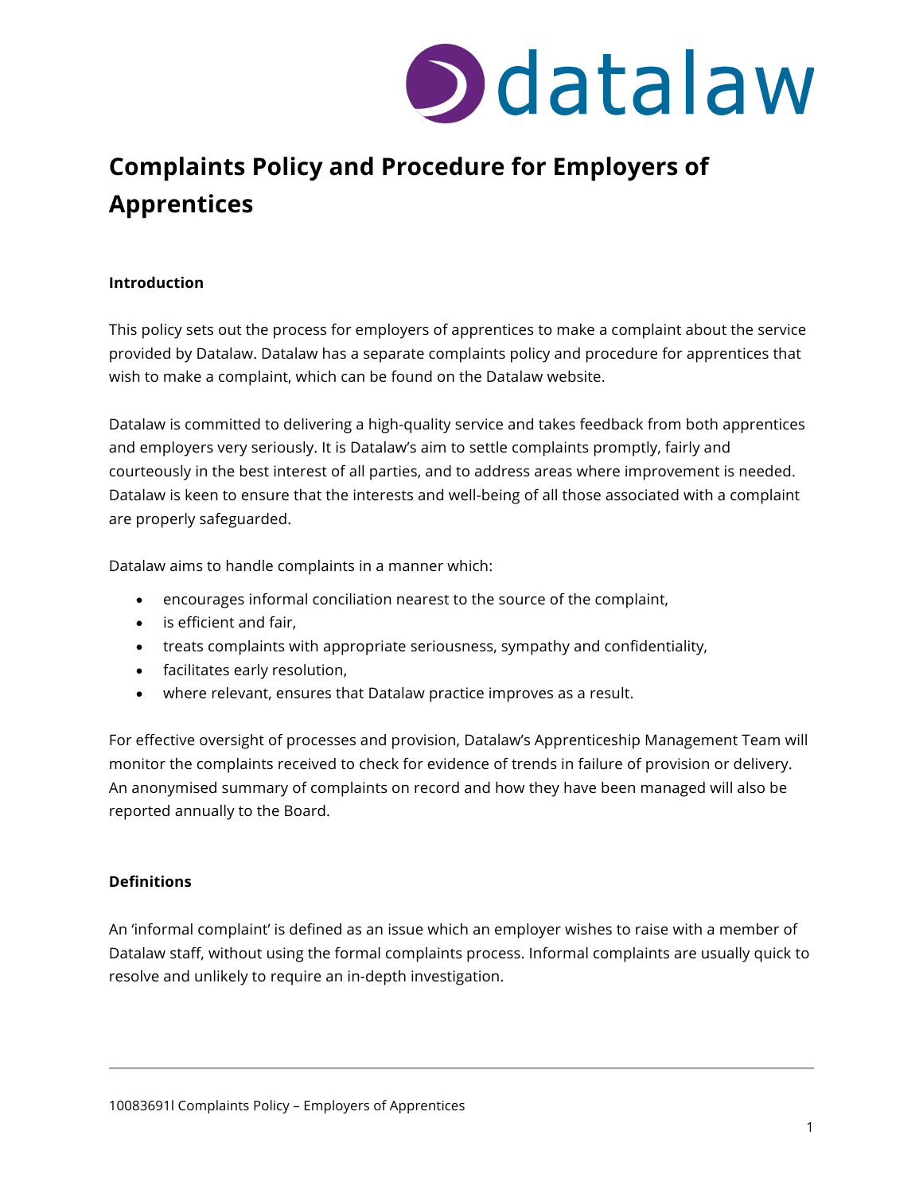# Complaints Policy and Procedure for Employers of Apprentices

**Introduction**

This policy sets out the process for employers of apprentices to make a complaint about the service provided by Datalaw. Datalaw has a separate complaints policy and procedure for apprentices that wish to make a complaint, which can be found on the Datalaw website.

Datalaw is committed to delivering a high-quality service and takes feedback from both apprentices and employers very seriously. It is Datalaw's aim to settle complaints promptly, fairly and courteously in the best interest of all parties, and to address areas where improvement is needed. Datalaw is keen to ensure that the interests and well-being of all those associated with a complaint are properly safeguarded.

Datalaw aims to handle complaints in a manner which:

- encourages informal conciliation nearest to the source of the complaint,
- is efficient and fair,
- treats complaints with appropriate seriousness, sympathy and confidentiality,
- facilitates early resolution,
- where relevant, ensures that Datalaw practice improves as a result.

For effective oversight of processes and provision, Datalaw's Apprenticeship Management Team will monitor the complaints received to check for evidence of trends in failure of provision or delivery. An anonymised summary of complaints on record and how they have been managed will also be reported annually to the Board.

**Definitions**

An 'informal complaint' is defined as an issue which an employer wishes to raise with a member of Datalaw staff, without using the formal complaints process. Informal complaints are usually quick to resolve and unlikely to require an in-depth investigation.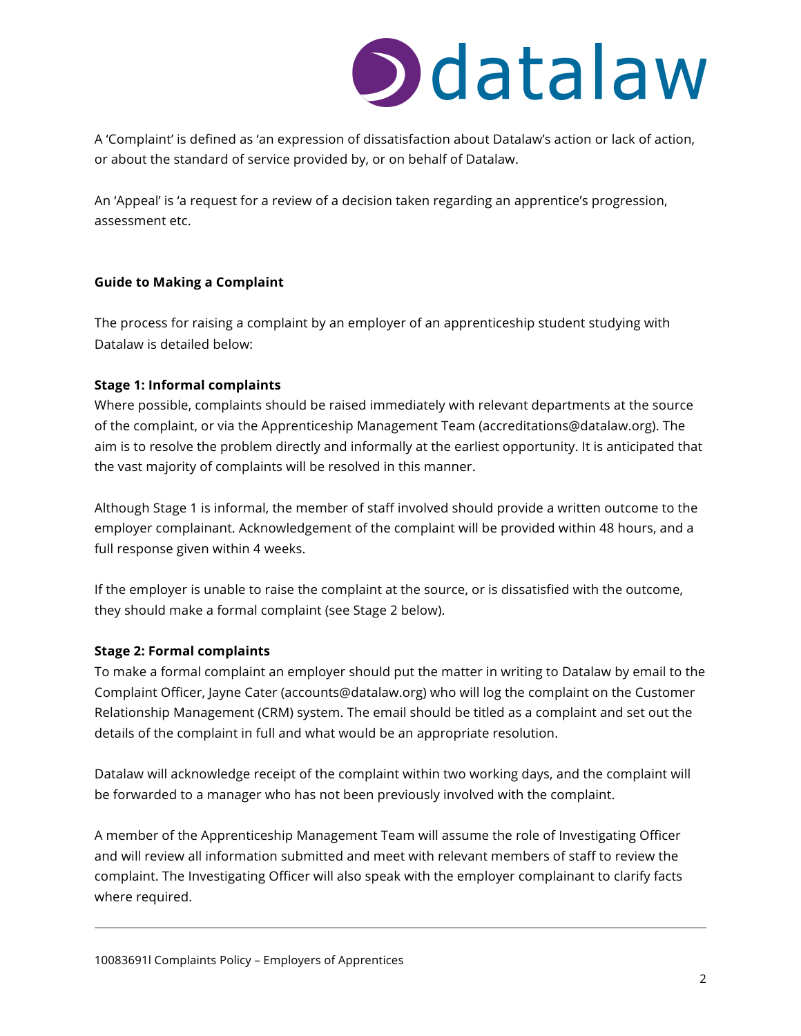A 'Complaint' is defined as 'an expression of dissatisfaction about Datalaw's action or lack of action, or about the standard of service provided by, or on behalf of Datalaw.

An 'Appeal' is 'a request for a review of a decision taken regarding an apprentice's progression, assessment etc.

**Guide to Making a Complaint**

The process for raising a complaint by an employer of an apprenticeship student studying with Datalaw is detailed below:

**Stage 1: Informal complaints**

Where possible, complaints should be raised immediately with relevant departments at the source of the complaint, or via the Apprenticeship Management Team (accreditations@datalaw.org). The aim is to resolve the problem directly and informally at the earliest opportunity. It is anticipated that the vast majority of complaints will be resolved in this manner.

Although Stage 1 is informal, the member of staff involved should provide a written outcome to the employer complainant. Acknowledgement of the complaint will be provided within 48 hours, and a full response given within 4 weeks.

If the employer is unable to raise the complaint at the source, or is dissatisfied with the outcome, they should make a formal complaint (see Stage 2 below).

**Stage 2: Formal complaints**

To make a formal complaint an employer should put the matter in writing to Datalaw by email to the Complaint Officer, Jayne Cater (accounts@datalaw.org) who will log the complaint on the Customer Relationship Management (CRM) system. The email should be titled as a complaint and set out the details of the complaint in full and what would be an appropriate resolution.

Datalaw will acknowledge receipt of the complaint within two working days, and the complaint will be forwarded to a manager who has not been previously involved with the complaint.

A member of the Apprenticeship Management Team will assume the role of Investigating Officer and will review all information submitted and meet with relevant members of staff to review the complaint. The Investigating Officer will also speak with the employer complainant to clarify facts where required.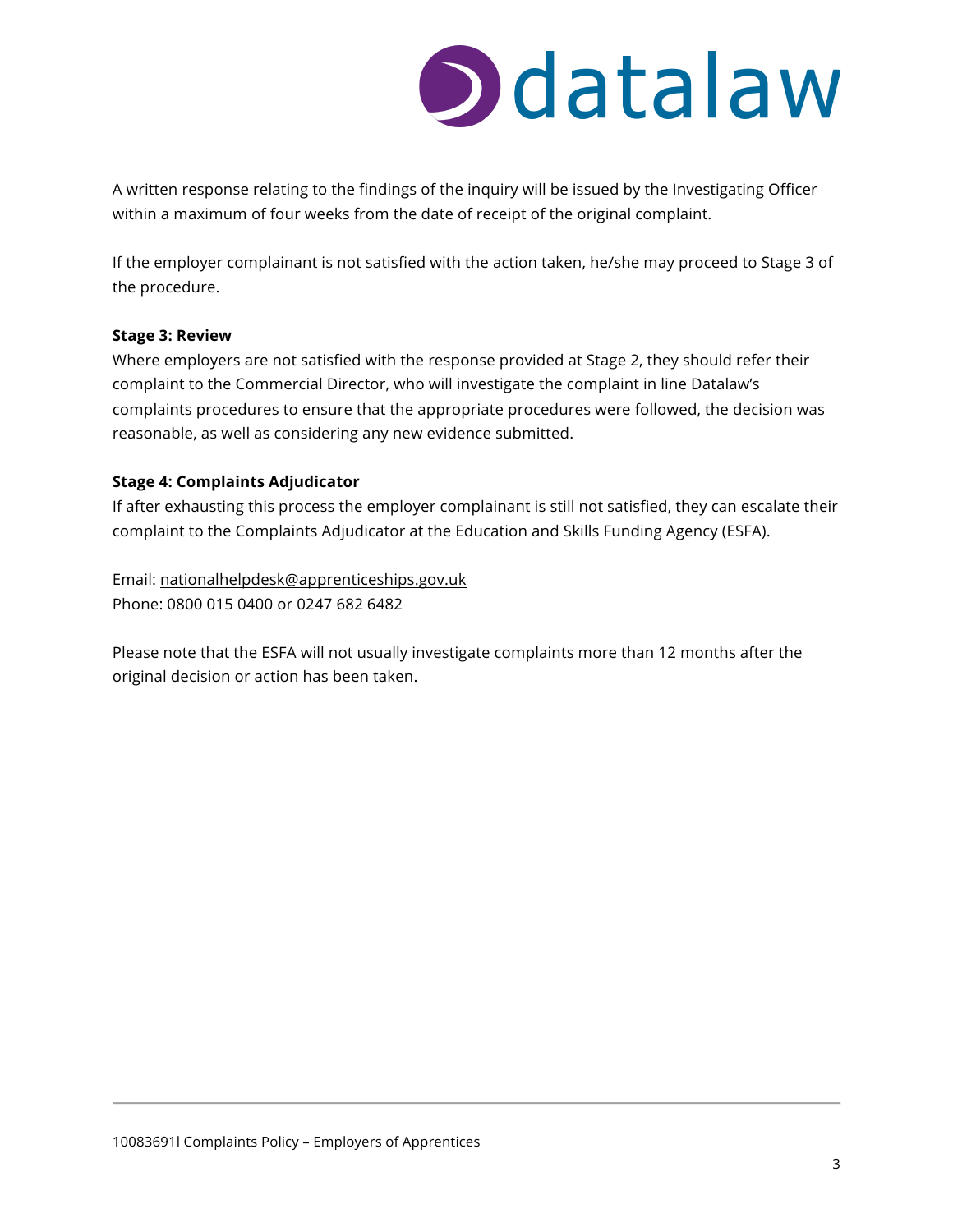A written response relating to the findings of the inquiry will be issued by the Investigating Officer within a maximum of four weeks from the date of receipt of the original complaint.

If the employer complainant is not satisfied with the action taken, he/she may proceed to Stage 3 of the procedure.

**Stage 3: Review**

Where employers are not satisfied with the response provided at Stage 2, they should refer their complaint to the Commercial Director, who will investigate the complaint in line Datalaw's complaints procedures to ensure that the appropriate procedures were followed, the decision was reasonable, as well as considering any new evidence submitted.

**Stage 4: Complaints Adjudicator**

If after exhausting this process the employer complainant is still not satisfied, they can escalate their complaint to the Complaints Adjudicator at the Education and Skills Funding Agency (ESFA).

Email: nationalhelpdesk@apprenticeships.gov.uk
Phone: 0800 015 0400 or 0247 682 6482

Please note that the ESFA will not usually investigate complaints more than 12 months after the original decision or action has been taken.